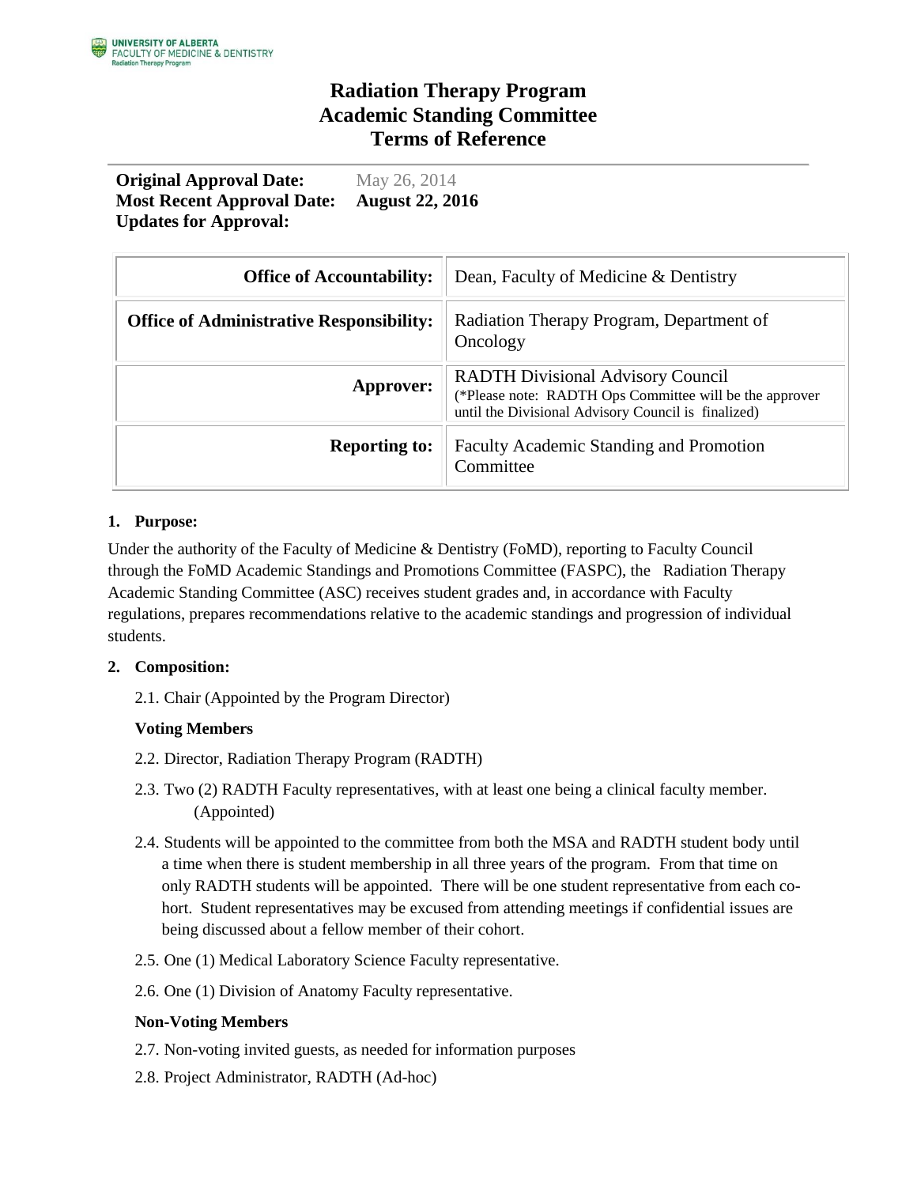UNIVERSITY OF ALBERTA
FACULTY OF MEDICINE & DENTISTRY
Radiation Therapy Program

# Radiation Therapy Program
# Academic Standing Committee
# Terms of Reference

**Original Approval Date:** May 26, 2014
**Most Recent Approval Date:** **August 22, 2016**
**Updates for Approval:**

| | |
|---|---|
| **Office of Accountability:** | Dean, Faculty of Medicine & Dentistry |
| **Office of Administrative Responsibility:** | Radiation Therapy Program, Department of Oncology |
| **Approver:** | RADTH Divisional Advisory Council (*Please note: RADTH Ops Committee will be the approver until the Divisional Advisory Council is finalized) |
| **Reporting to:** | Faculty Academic Standing and Promotion Committee |

**1. Purpose:**

Under the authority of the Faculty of Medicine & Dentistry (FoMD), reporting to Faculty Council through the FoMD Academic Standings and Promotions Committee (FASPC), the Radiation Therapy Academic Standing Committee (ASC) receives student grades and, in accordance with Faculty regulations, prepares recommendations relative to the academic standings and progression of individual students.

**2. Composition:**

2.1. Chair (Appointed by the Program Director)

**Voting Members**

2.2. Director, Radiation Therapy Program (RADTH)

2.3. Two (2) RADTH Faculty representatives, with at least one being a clinical faculty member. (Appointed)

2.4. Students will be appointed to the committee from both the MSA and RADTH student body until a time when there is student membership in all three years of the program. From that time on only RADTH students will be appointed. There will be one student representative from each co-hort. Student representatives may be excused from attending meetings if confidential issues are being discussed about a fellow member of their cohort.

2.5. One (1) Medical Laboratory Science Faculty representative.

2.6. One (1) Division of Anatomy Faculty representative.

**Non-Voting Members**

2.7. Non-voting invited guests, as needed for information purposes

2.8. Project Administrator, RADTH (Ad-hoc)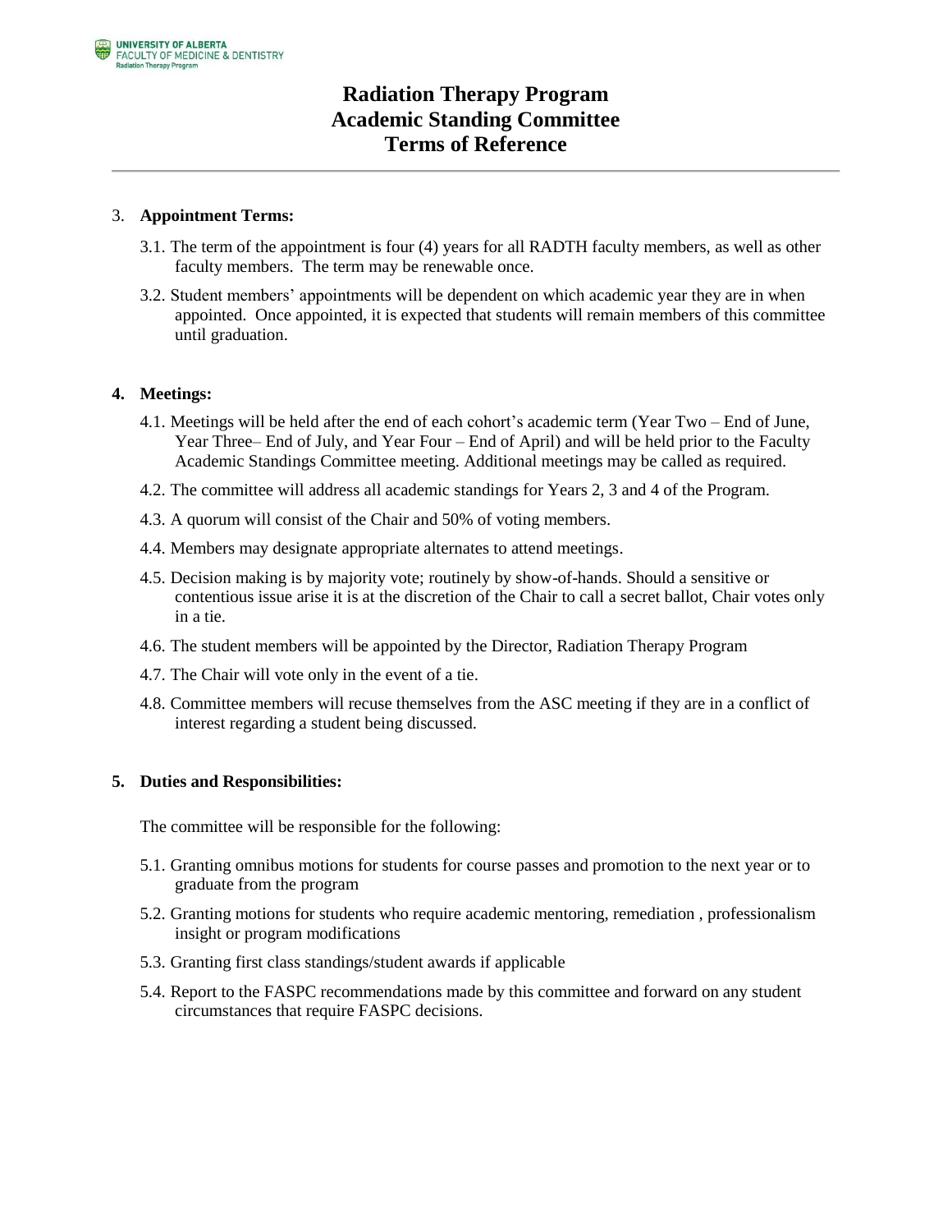# Radiation Therapy Program
# Academic Standing Committee
# Terms of Reference

3. **Appointment Terms:**

   3.1. The term of the appointment is four (4) years for all RADTH faculty members, as well as other faculty members. The term may be renewable once.

   3.2. Student members' appointments will be dependent on which academic year they are in when appointed. Once appointed, it is expected that students will remain members of this committee until graduation.

4. **Meetings:**

   4.1. Meetings will be held after the end of each cohort's academic term (Year Two – End of June, Year Three– End of July, and Year Four – End of April) and will be held prior to the Faculty Academic Standings Committee meeting. Additional meetings may be called as required.

   4.2. The committee will address all academic standings for Years 2, 3 and 4 of the Program.

   4.3. A quorum will consist of the Chair and 50% of voting members.

   4.4. Members may designate appropriate alternates to attend meetings.

   4.5. Decision making is by majority vote; routinely by show-of-hands. Should a sensitive or contentious issue arise it is at the discretion of the Chair to call a secret ballot, Chair votes only in a tie.

   4.6. The student members will be appointed by the Director, Radiation Therapy Program

   4.7. The Chair will vote only in the event of a tie.

   4.8. Committee members will recuse themselves from the ASC meeting if they are in a conflict of interest regarding a student being discussed.

5. **Duties and Responsibilities:**

   The committee will be responsible for the following:

   5.1. Granting omnibus motions for students for course passes and promotion to the next year or to graduate from the program

   5.2. Granting motions for students who require academic mentoring, remediation , professionalism insight or program modifications

   5.3. Granting first class standings/student awards if applicable

   5.4. Report to the FASPC recommendations made by this committee and forward on any student circumstances that require FASPC decisions.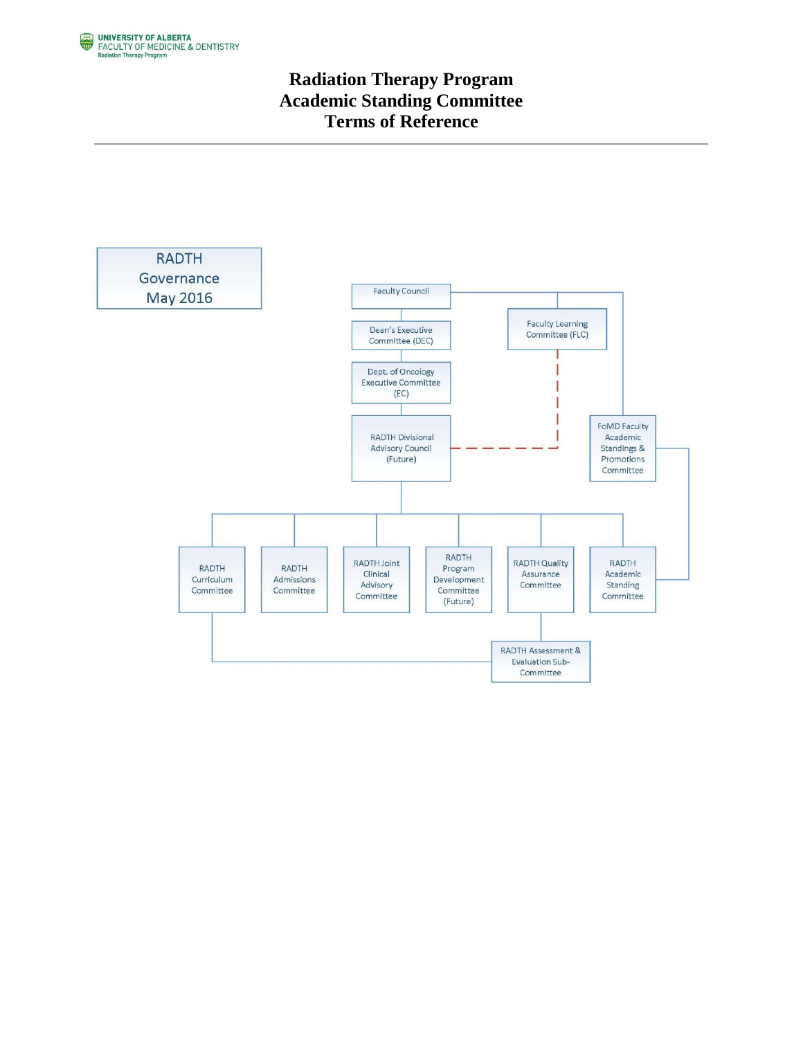# Radiation Therapy Program Academic Standing Committee Terms of Reference

RADTH Governance May 2016

Faculty Council

Dean's Executive Committee (DEC)

Dept. of Oncology Executive Committee (EC)

RADTH Divisional Advisory Council (Future)

Faculty Learning Committee (FLC)

FoMD Faculty Academic Standings & Promotions Committee

RADTH Curriculum Committee

RADTH Admissions Committee

RADTH Joint Clinical Advisory Committee

RADTH Program Development Committee (Future)

RADTH Quality Assurance Committee

RADTH Academic Standing Committee

RADTH Assessment & Evaluation Sub-Committee